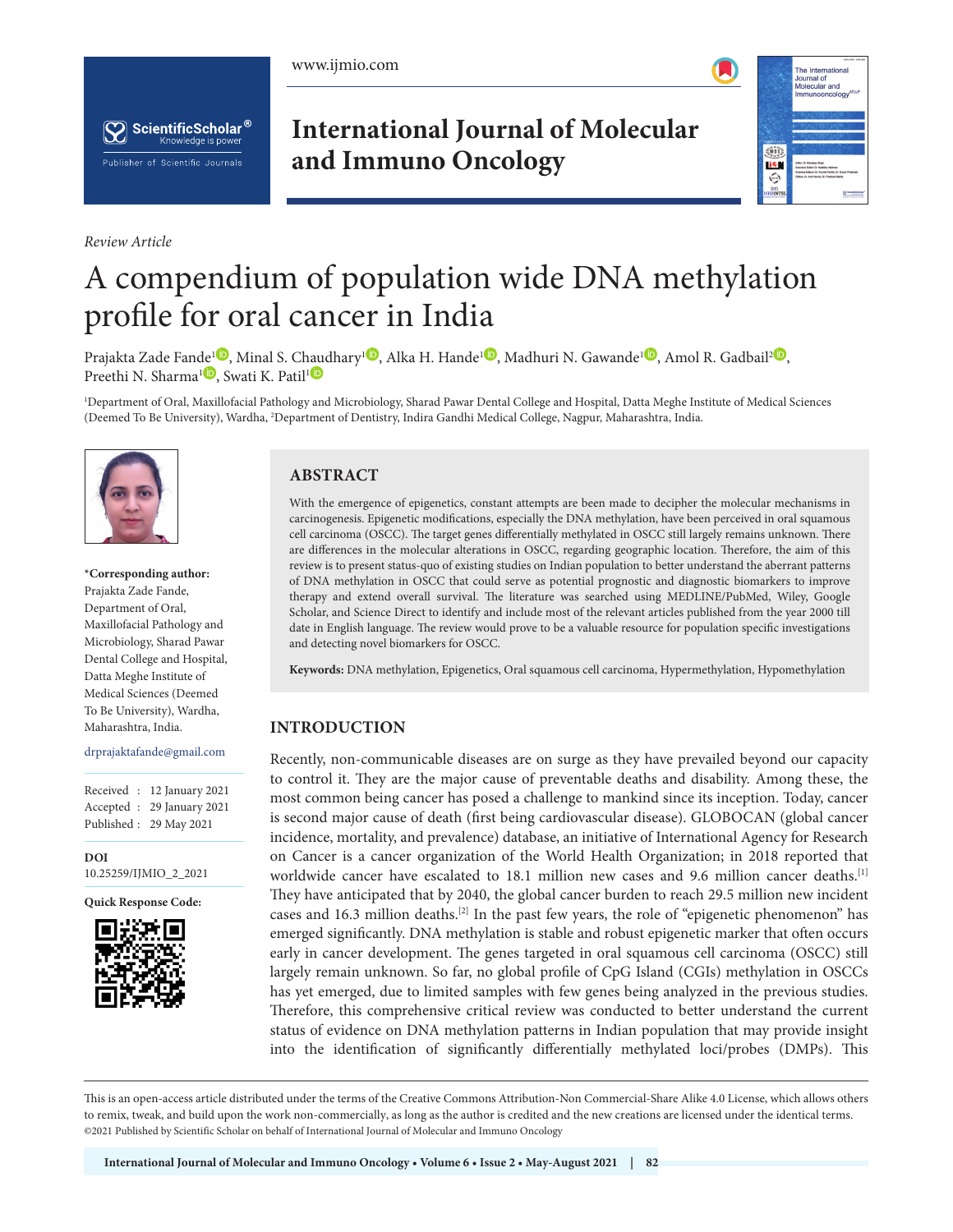International Journal of Molecular and Immuno Oncology

*Review Article*

# A compendium of population wide DNA methylation profile for oral cancer in India

Prajakta Zade Fande[1], Minal S. Chaudhary[1], Alka H. Hande[1], Madhuri N. Gawande[1], Amol R. Gadbail[2], Preethi N. Sharma[1], Swati K. Patil[1]

[1]Department of Oral, Maxillofacial Pathology and Microbiology, Sharad Pawar Dental College and Hospital, Datta Meghe Institute of Medical Sciences (Deemed To Be University), Wardha, [2]Department of Dentistry, Indira Gandhi Medical College, Nagpur, Maharashtra, India.

**\*Corresponding author:**
Prajakta Zade Fande, Department of Oral, Maxillofacial Pathology and Microbiology, Sharad Pawar Dental College and Hospital, Datta Meghe Institute of Medical Sciences (Deemed To Be University), Wardha, Maharashtra, India.

drprajaktafande@gmail.com

Received : 12 January 2021
Accepted : 29 January 2021
Published : 29 May 2021

**DOI**
10.25259/IJMIO_2_2021

**Quick Response Code:**

## ABSTRACT

With the emergence of epigenetics, constant attempts are been made to decipher the molecular mechanisms in carcinogenesis. Epigenetic modifications, especially the DNA methylation, have been perceived in oral squamous cell carcinoma (OSCC). The target genes differentially methylated in OSCC still largely remains unknown. There are differences in the molecular alterations in OSCC, regarding geographic location. Therefore, the aim of this review is to present status-quo of existing studies on Indian population to better understand the aberrant patterns of DNA methylation in OSCC that could serve as potential prognostic and diagnostic biomarkers to improve therapy and extend overall survival. The literature was searched using MEDLINE/PubMed, Wiley, Google Scholar, and Science Direct to identify and include most of the relevant articles published from the year 2000 till date in English language. The review would prove to be a valuable resource for population specific investigations and detecting novel biomarkers for OSCC.

**Keywords:** DNA methylation, Epigenetics, Oral squamous cell carcinoma, Hypermethylation, Hypomethylation

## INTRODUCTION

Recently, non-communicable diseases are on surge as they have prevailed beyond our capacity to control it. They are the major cause of preventable deaths and disability. Among these, the most common being cancer has posed a challenge to mankind since its inception. Today, cancer is second major cause of death (first being cardiovascular disease). GLOBOCAN (global cancer incidence, mortality, and prevalence) database, an initiative of International Agency for Research on Cancer is a cancer organization of the World Health Organization; in 2018 reported that worldwide cancer have escalated to 18.1 million new cases and 9.6 million cancer deaths.[1] They have anticipated that by 2040, the global cancer burden to reach 29.5 million new incident cases and 16.3 million deaths.[2] In the past few years, the role of "epigenetic phenomenon" has emerged significantly. DNA methylation is stable and robust epigenetic marker that often occurs early in cancer development. The genes targeted in oral squamous cell carcinoma (OSCC) still largely remain unknown. So far, no global profile of CpG Island (CGIs) methylation in OSCCs has yet emerged, due to limited samples with few genes being analyzed in the previous studies. Therefore, this comprehensive critical review was conducted to better understand the current status of evidence on DNA methylation patterns in Indian population that may provide insight into the identification of significantly differentially methylated loci/probes (DMPs). This

This is an open-access article distributed under the terms of the Creative Commons Attribution-Non Commercial-Share Alike 4.0 License, which allows others to remix, tweak, and build upon the work non-commercially, as long as the author is credited and the new creations are licensed under the identical terms.
©2021 Published by Scientific Scholar on behalf of International Journal of Molecular and Immuno Oncology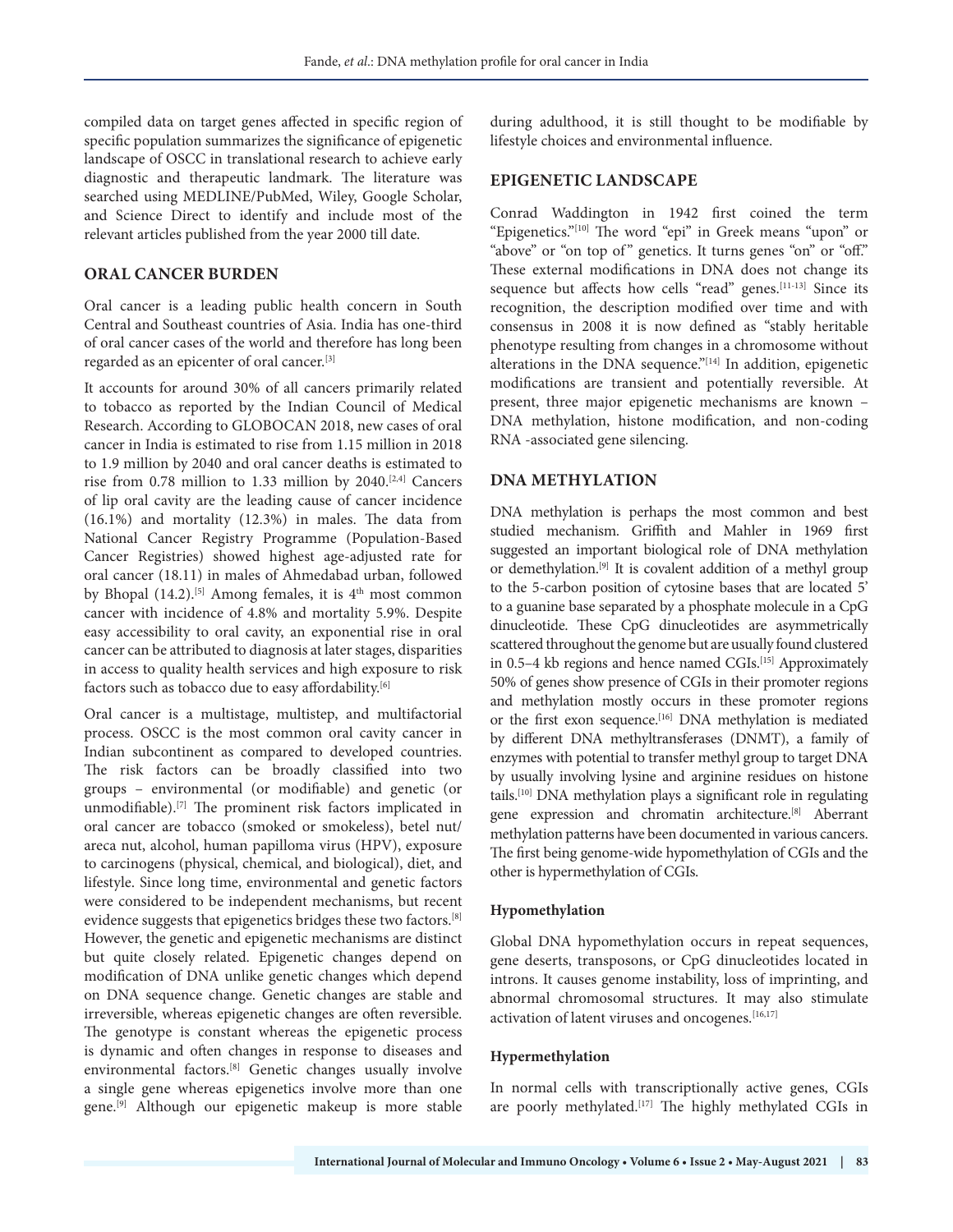compiled data on target genes affected in specific region of specific population summarizes the significance of epigenetic landscape of OSCC in translational research to achieve early diagnostic and therapeutic landmark. The literature was searched using MEDLINE/PubMed, Wiley, Google Scholar, and Science Direct to identify and include most of the relevant articles published from the year 2000 till date.

## ORAL CANCER BURDEN

Oral cancer is a leading public health concern in South Central and Southeast countries of Asia. India has one-third of oral cancer cases of the world and therefore has long been regarded as an epicenter of oral cancer.[3]

It accounts for around 30% of all cancers primarily related to tobacco as reported by the Indian Council of Medical Research. According to GLOBOCAN 2018, new cases of oral cancer in India is estimated to rise from 1.15 million in 2018 to 1.9 million by 2040 and oral cancer deaths is estimated to rise from 0.78 million to 1.33 million by 2040.[2,4] Cancers of lip oral cavity are the leading cause of cancer incidence (16.1%) and mortality (12.3%) in males. The data from National Cancer Registry Programme (Population-Based Cancer Registries) showed highest age-adjusted rate for oral cancer (18.11) in males of Ahmedabad urban, followed by Bhopal (14.2).[5] Among females, it is 4th most common cancer with incidence of 4.8% and mortality 5.9%. Despite easy accessibility to oral cavity, an exponential rise in oral cancer can be attributed to diagnosis at later stages, disparities in access to quality health services and high exposure to risk factors such as tobacco due to easy affordability.[6]

Oral cancer is a multistage, multistep, and multifactorial process. OSCC is the most common oral cavity cancer in Indian subcontinent as compared to developed countries. The risk factors can be broadly classified into two groups – environmental (or modifiable) and genetic (or unmodifiable).[7] The prominent risk factors implicated in oral cancer are tobacco (smoked or smokeless), betel nut/areca nut, alcohol, human papilloma virus (HPV), exposure to carcinogens (physical, chemical, and biological), diet, and lifestyle. Since long time, environmental and genetic factors were considered to be independent mechanisms, but recent evidence suggests that epigenetics bridges these two factors.[8] However, the genetic and epigenetic mechanisms are distinct but quite closely related. Epigenetic changes depend on modification of DNA unlike genetic changes which depend on DNA sequence change. Genetic changes are stable and irreversible, whereas epigenetic changes are often reversible. The genotype is constant whereas the epigenetic process is dynamic and often changes in response to diseases and environmental factors.[8] Genetic changes usually involve a single gene whereas epigenetics involve more than one gene.[9] Although our epigenetic makeup is more stable during adulthood, it is still thought to be modifiable by lifestyle choices and environmental influence.

## EPIGENETIC LANDSCAPE

Conrad Waddington in 1942 first coined the term "Epigenetics."[10] The word "epi" in Greek means "upon" or "above" or "on top of" genetics. It turns genes "on" or "off." These external modifications in DNA does not change its sequence but affects how cells "read" genes.[11-13] Since its recognition, the description modified over time and with consensus in 2008 it is now defined as "stably heritable phenotype resulting from changes in a chromosome without alterations in the DNA sequence."[14] In addition, epigenetic modifications are transient and potentially reversible. At present, three major epigenetic mechanisms are known – DNA methylation, histone modification, and non-coding RNA -associated gene silencing.

## DNA METHYLATION

DNA methylation is perhaps the most common and best studied mechanism. Griffith and Mahler in 1969 first suggested an important biological role of DNA methylation or demethylation.[9] It is covalent addition of a methyl group to the 5-carbon position of cytosine bases that are located 5' to a guanine base separated by a phosphate molecule in a CpG dinucleotide. These CpG dinucleotides are asymmetrically scattered throughout the genome but are usually found clustered in 0.5–4 kb regions and hence named CGIs.[15] Approximately 50% of genes show presence of CGIs in their promoter regions and methylation mostly occurs in these promoter regions or the first exon sequence.[16] DNA methylation is mediated by different DNA methyltransferases (DNMT), a family of enzymes with potential to transfer methyl group to target DNA by usually involving lysine and arginine residues on histone tails.[10] DNA methylation plays a significant role in regulating gene expression and chromatin architecture.[8] Aberrant methylation patterns have been documented in various cancers. The first being genome-wide hypomethylation of CGIs and the other is hypermethylation of CGIs.

### Hypomethylation

Global DNA hypomethylation occurs in repeat sequences, gene deserts, transposons, or CpG dinucleotides located in introns. It causes genome instability, loss of imprinting, and abnormal chromosomal structures. It may also stimulate activation of latent viruses and oncogenes.[16,17]

### Hypermethylation

In normal cells with transcriptionally active genes, CGIs are poorly methylated.[17] The highly methylated CGIs in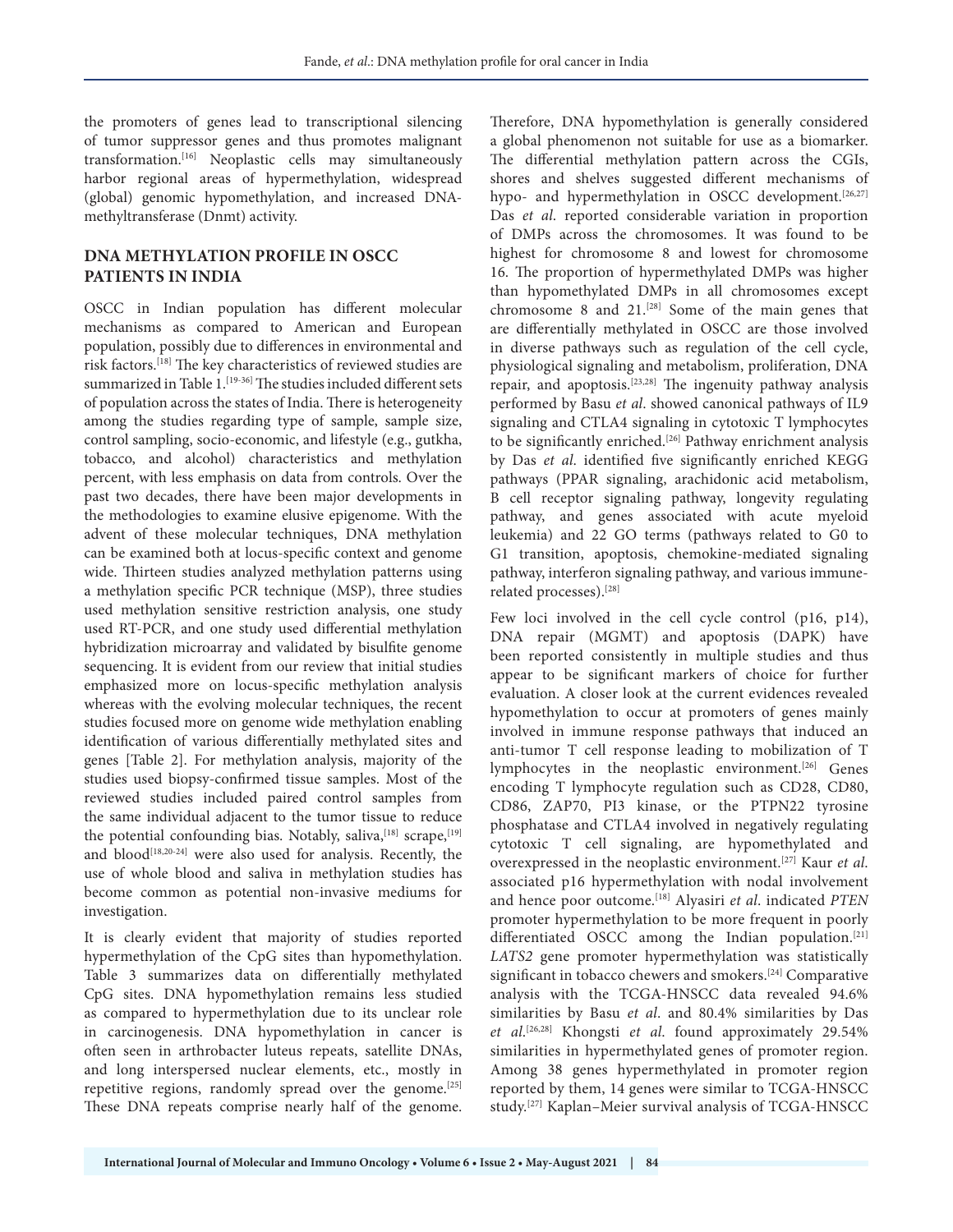the promoters of genes lead to transcriptional silencing of tumor suppressor genes and thus promotes malignant transformation.[16] Neoplastic cells may simultaneously harbor regional areas of hypermethylation, widespread (global) genomic hypomethylation, and increased DNA-methyltransferase (Dnmt) activity.

## DNA METHYLATION PROFILE IN OSCC PATIENTS IN INDIA

OSCC in Indian population has different molecular mechanisms as compared to American and European population, possibly due to differences in environmental and risk factors.[18] The key characteristics of reviewed studies are summarized in Table 1.[19-36] The studies included different sets of population across the states of India. There is heterogeneity among the studies regarding type of sample, sample size, control sampling, socio-economic, and lifestyle (e.g., gutkha, tobacco, and alcohol) characteristics and methylation percent, with less emphasis on data from controls. Over the past two decades, there have been major developments in the methodologies to examine elusive epigenome. With the advent of these molecular techniques, DNA methylation can be examined both at locus-specific context and genome wide. Thirteen studies analyzed methylation patterns using a methylation specific PCR technique (MSP), three studies used methylation sensitive restriction analysis, one study used RT-PCR, and one study used differential methylation hybridization microarray and validated by bisulfite genome sequencing. It is evident from our review that initial studies emphasized more on locus-specific methylation analysis whereas with the evolving molecular techniques, the recent studies focused more on genome wide methylation enabling identification of various differentially methylated sites and genes [Table 2]. For methylation analysis, majority of the studies used biopsy-confirmed tissue samples. Most of the reviewed studies included paired control samples from the same individual adjacent to the tumor tissue to reduce the potential confounding bias. Notably, saliva,[18] scrape,[19] and blood[18,20-24] were also used for analysis. Recently, the use of whole blood and saliva in methylation studies has become common as potential non-invasive mediums for investigation.

It is clearly evident that majority of studies reported hypermethylation of the CpG sites than hypomethylation. Table 3 summarizes data on differentially methylated CpG sites. DNA hypomethylation remains less studied as compared to hypermethylation due to its unclear role in carcinogenesis. DNA hypomethylation in cancer is often seen in arthrobacter luteus repeats, satellite DNAs, and long interspersed nuclear elements, etc., mostly in repetitive regions, randomly spread over the genome.[25] These DNA repeats comprise nearly half of the genome. Therefore, DNA hypomethylation is generally considered a global phenomenon not suitable for use as a biomarker. The differential methylation pattern across the CGIs, shores and shelves suggested different mechanisms of hypo- and hypermethylation in OSCC development.[26,27] Das *et al*. reported considerable variation in proportion of DMPs across the chromosomes. It was found to be highest for chromosome 8 and lowest for chromosome 16. The proportion of hypermethylated DMPs was higher than hypomethylated DMPs in all chromosomes except chromosome 8 and 21.[28] Some of the main genes that are differentially methylated in OSCC are those involved in diverse pathways such as regulation of the cell cycle, physiological signaling and metabolism, proliferation, DNA repair, and apoptosis.[23,28] The ingenuity pathway analysis performed by Basu *et al*. showed canonical pathways of IL9 signaling and CTLA4 signaling in cytotoxic T lymphocytes to be significantly enriched.[26] Pathway enrichment analysis by Das *et al.* identified five significantly enriched KEGG pathways (PPAR signaling, arachidonic acid metabolism, B cell receptor signaling pathway, longevity regulating pathway, and genes associated with acute myeloid leukemia) and 22 GO terms (pathways related to G0 to G1 transition, apoptosis, chemokine-mediated signaling pathway, interferon signaling pathway, and various immune-related processes).[28]

Few loci involved in the cell cycle control (p16, p14), DNA repair (MGMT) and apoptosis (DAPK) have been reported consistently in multiple studies and thus appear to be significant markers of choice for further evaluation. A closer look at the current evidences revealed hypomethylation to occur at promoters of genes mainly involved in immune response pathways that induced an anti-tumor T cell response leading to mobilization of T lymphocytes in the neoplastic environment.[26] Genes encoding T lymphocyte regulation such as CD28, CD80, CD86, ZAP70, PI3 kinase, or the PTPN22 tyrosine phosphatase and CTLA4 involved in negatively regulating cytotoxic T cell signaling, are hypomethylated and overexpressed in the neoplastic environment.[27] Kaur *et al*. associated p16 hypermethylation with nodal involvement and hence poor outcome.[18] Alyasiri *et al*. indicated *PTEN* promoter hypermethylation to be more frequent in poorly differentiated OSCC among the Indian population.[21] *LATS2* gene promoter hypermethylation was statistically significant in tobacco chewers and smokers.[24] Comparative analysis with the TCGA-HNSCC data revealed 94.6% similarities by Basu *et al*. and 80.4% similarities by Das *et al*.[26,28] Khongsti *et al.* found approximately 29.54% similarities in hypermethylated genes of promoter region. Among 38 genes hypermethylated in promoter region reported by them, 14 genes were similar to TCGA-HNSCC study.[27] Kaplan–Meier survival analysis of TCGA-HNSCC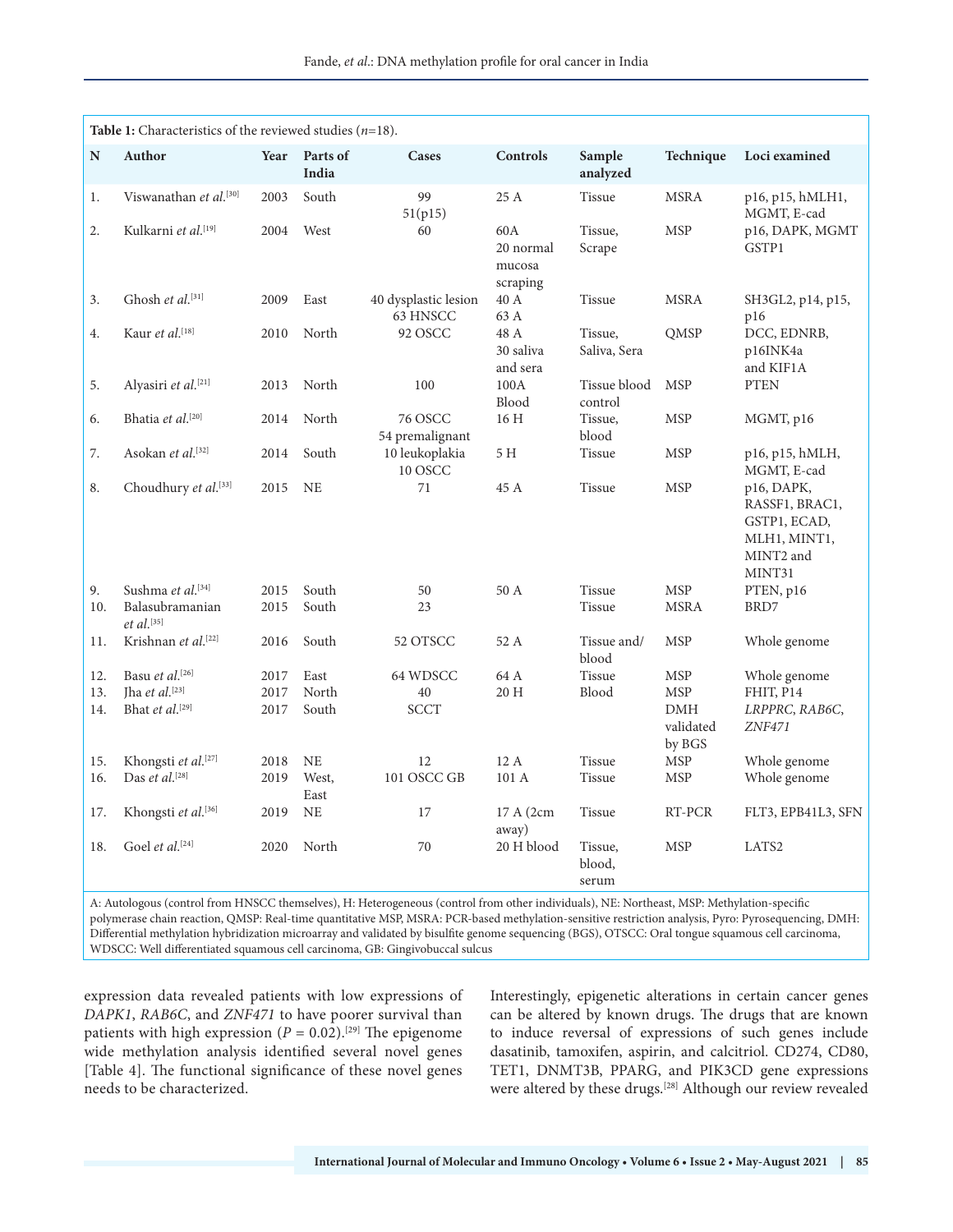**Table 1:** Characteristics of the reviewed studies (*n*=18).

| N | Author | Year | Parts of India | Cases | Controls | Sample analyzed | Technique | Loci examined |
|---|---|---|---|---|---|---|---|---|
| 1. | Viswanathan *et al.*[30] | 2003 | South | 99 51(p15) | 25 A | Tissue | MSRA | p16, p15, hMLH1, MGMT, E-cad |
| 2. | Kulkarni *et al.*[19] | 2004 | West | 60 | 60A 20 normal mucosa scraping | Tissue, Scrape | MSP | p16, DAPK, MGMT GSTP1 |
| 3. | Ghosh *et al.*[31] | 2009 | East | 40 dysplastic lesion 63 HNSCC | 40 A 63 A | Tissue | MSRA | SH3GL2, p14, p15, p16 |
| 4. | Kaur *et al.*[18] | 2010 | North | 92 OSCC | 48 A 30 saliva and sera | Tissue, Saliva, Sera | QMSP | DCC, EDNRB, p16INK4a and KIF1A |
| 5. | Alyasiri *et al.*[21] | 2013 | North | 100 | 100A Blood | Tissue blood control | MSP | PTEN |
| 6. | Bhatia *et al.*[20] | 2014 | North | 76 OSCC 54 premalignant | 16 H | Tissue, blood | MSP | MGMT, p16 |
| 7. | Asokan *et al.*[32] | 2014 | South | 10 leukoplakia 10 OSCC | 5 H | Tissue | MSP | p16, p15, hMLH, MGMT, E-cad |
| 8. | Choudhury *et al.*[33] | 2015 | NE | 71 | 45 A | Tissue | MSP | p16, DAPK, RASSF1, BRAC1, GSTP1, ECAD, MLH1, MINT1, MINT2 and MINT31 |
| 9. | Sushma *et al.*[34] | 2015 | South | 50 | 50 A | Tissue | MSP | PTEN, p16 |
| 10. | Balasubramanian *et al.*[35] | 2015 | South | 23 | | Tissue | MSRA | BRD7 |
| 11. | Krishnan *et al.*[22] | 2016 | South | 52 OTSCC | 52 A | Tissue and/ blood | MSP | Whole genome |
| 12. | Basu *et al.*[26] | 2017 | East | 64 WDSCC | 64 A | Tissue | MSP | Whole genome |
| 13. | Jha *et al.*[23] | 2017 | North | 40 | 20 H | Blood | MSP | FHIT, P14 |
| 14. | Bhat *et al.*[29] | 2017 | South | SCCT | | | DMH validated by BGS | *LRPPRC*, *RAB6C*, *ZNF471* |
| 15. | Khongsti *et al.*[27] | 2018 | NE | 12 | 12 A | Tissue | MSP | Whole genome |
| 16. | Das *et al.*[28] | 2019 | West, East | 101 OSCC GB | 101 A | Tissue | MSP | Whole genome |
| 17. | Khongsti *et al.*[36] | 2019 | NE | 17 | 17 A (2cm away) | Tissue | RT-PCR | FLT3, EPB41L3, SFN |
| 18. | Goel *et al.*[24] | 2020 | North | 70 | 20 H blood | Tissue, blood, serum | MSP | LATS2 |

A: Autologous (control from HNSCC themselves), H: Heterogeneous (control from other individuals), NE: Northeast, MSP: Methylation-specific polymerase chain reaction, QMSP: Real-time quantitative MSP, MSRA: PCR-based methylation-sensitive restriction analysis, Pyro: Pyrosequencing, DMH: Differential methylation hybridization microarray and validated by bisulfite genome sequencing (BGS), OTSCC: Oral tongue squamous cell carcinoma, WDSCC: Well differentiated squamous cell carcinoma, GB: Gingivobuccal sulcus

expression data revealed patients with low expressions of *DAPK1*, *RAB6C*, and *ZNF471* to have poorer survival than patients with high expression ($P = 0.02$).[29] The epigenome wide methylation analysis identified several novel genes [Table 4]. The functional significance of these novel genes needs to be characterized.

Interestingly, epigenetic alterations in certain cancer genes can be altered by known drugs. The drugs that are known to induce reversal of expressions of such genes include dasatinib, tamoxifen, aspirin, and calcitriol. CD274, CD80, TET1, DNMT3B, PPARG, and PIK3CD gene expressions were altered by these drugs.[28] Although our review revealed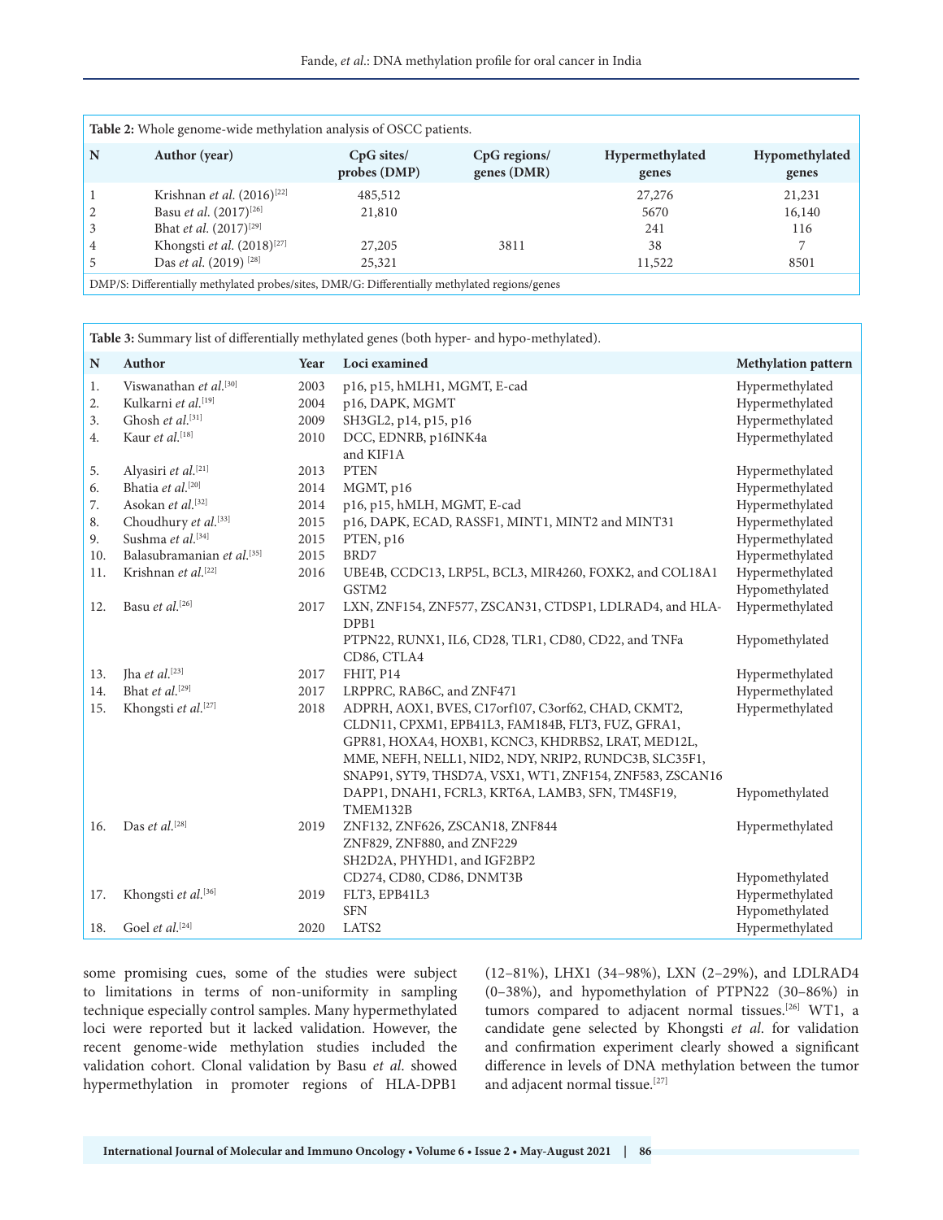**Table 2:** Whole genome-wide methylation analysis of OSCC patients.

| N | Author (year) | CpG sites/ probes (DMP) | CpG regions/ genes (DMR) | Hypermethylated genes | Hypomethylated genes |
|---|---|---|---|---|---|
| 1 | Krishnan *et al.* (2016)[22] | 485,512 | | 27,276 | 21,231 |
| 2 | Basu *et al.* (2017)[26] | 21,810 | | 5670 | 16,140 |
| 3 | Bhat *et al.* (2017)[29] | | | 241 | 116 |
| 4 | Khongsti *et al.* (2018)[27] | 27,205 | 3811 | 38 | 7 |
| 5 | Das *et al.* (2019) [28] | 25,321 | | 11,522 | 8501 |

DMP/S: Differentially methylated probes/sites, DMR/G: Differentially methylated regions/genes

**Table 3:** Summary list of differentially methylated genes (both hyper- and hypo-methylated).

| N | Author | Year | Loci examined | Methylation pattern |
|---|---|---|---|---|
| 1. | Viswanathan *et al.*[30] | 2003 | p16, p15, hMLH1, MGMT, E-cad | Hypermethylated |
| 2. | Kulkarni *et al.*[19] | 2004 | p16, DAPK, MGMT | Hypermethylated |
| 3. | Ghosh *et al.*[31] | 2009 | SH3GL2, p14, p15, p16 | Hypermethylated |
| 4. | Kaur *et al.*[18] | 2010 | DCC, EDNRB, p16INK4a and KIF1A | Hypermethylated |
| 5. | Alyasiri *et al.*[21] | 2013 | PTEN | Hypermethylated |
| 6. | Bhatia *et al.*[20] | 2014 | MGMT, p16 | Hypermethylated |
| 7. | Asokan *et al.*[32] | 2014 | p16, p15, hMLH, MGMT, E-cad | Hypermethylated |
| 8. | Choudhury *et al.*[33] | 2015 | p16, DAPK, ECAD, RASSF1, MINT1, MINT2 and MINT31 | Hypermethylated |
| 9. | Sushma *et al.*[34] | 2015 | PTEN, p16 | Hypermethylated |
| 10. | Balasubramanian *et al.*[35] | 2015 | BRD7 | Hypermethylated |
| 11. | Krishnan *et al.*[22] | 2016 | UBE4B, CCDC13, LRP5L, BCL3, MIR4260, FOXK2, and COL18A1 | Hypermethylated |
| | | | GSTM2 | Hypomethylated |
| 12. | Basu *et al.*[26] | 2017 | LXN, ZNF154, ZNF577, ZSCAN31, CTDSP1, LDLRAD4, and HLA-DPB1 | Hypermethylated |
| | | | PTPN22, RUNX1, IL6, CD28, TLR1, CD80, CD22, and TNFa CD86, CTLA4 | Hypomethylated |
| 13. | Jha *et al.*[23] | 2017 | FHIT, P14 | Hypermethylated |
| 14. | Bhat *et al.*[29] | 2017 | LRPPRC, RAB6C, and ZNF471 | Hypermethylated |
| 15. | Khongsti *et al.*[27] | 2018 | ADPRH, AOX1, BVES, C17orf107, C3orf62, CHAD, CKMT2, CLDN11, CPXM1, EPB41L3, FAM184B, FLT3, FUZ, GFRA1, GPR81, HOXA4, HOXB1, KCNC3, KHDRBS2, LRAT, MED12L, MME, NEFH, NELL1, NID2, NDY, NRIP2, RUNDC3B, SLC35F1, SNAP91, SYT9, THSD7A, VSX1, WT1, ZNF154, ZNF583, ZSCAN16 | Hypermethylated |
| | | | DAPP1, DNAH1, FCRL3, KRT6A, LAMB3, SFN, TM4SF19, TMEM132B | Hypomethylated |
| 16. | Das *et al.*[28] | 2019 | ZNF132, ZNF626, ZSCAN18, ZNF844 ZNF829, ZNF880, and ZNF229 SH2D2A, PHYHD1, and IGF2BP2 | Hypermethylated |
| | | | CD274, CD80, CD86, DNMT3B | Hypomethylated |
| 17. | Khongsti *et al.*[36] | 2019 | FLT3, EPB41L3 | Hypermethylated |
| | | | SFN | Hypomethylated |
| 18. | Goel *et al.*[24] | 2020 | LATS2 | Hypermethylated |

some promising cues, some of the studies were subject to limitations in terms of non-uniformity in sampling technique especially control samples. Many hypermethylated loci were reported but it lacked validation. However, the recent genome-wide methylation studies included the validation cohort. Clonal validation by Basu *et al.* showed hypermethylation in promoter regions of HLA-DPB1 (12–81%), LHX1 (34–98%), LXN (2–29%), and LDLRAD4 (0–38%), and hypomethylation of PTPN22 (30–86%) in tumors compared to adjacent normal tissues.[26] WT1, a candidate gene selected by Khongsti *et al.* for validation and confirmation experiment clearly showed a significant difference in levels of DNA methylation between the tumor and adjacent normal tissue.[27]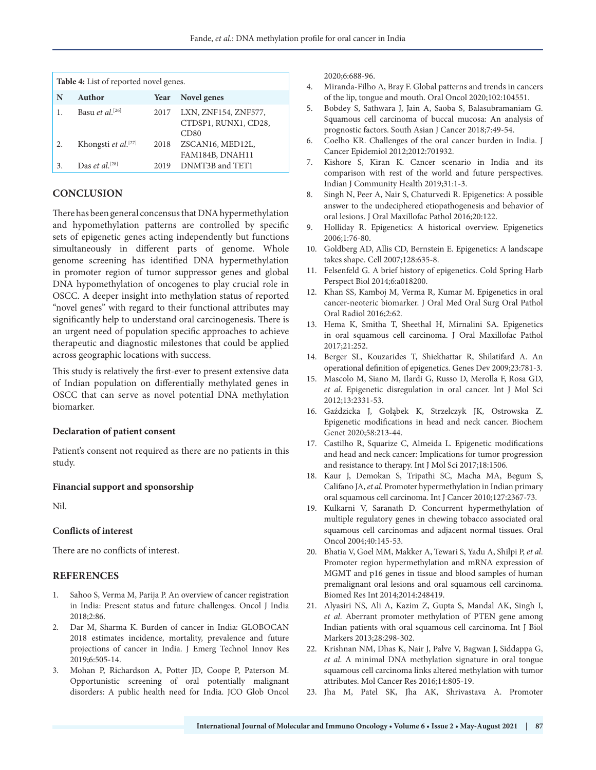**Table 4:** List of reported novel genes.

| N | Author | Year | Novel genes |
|---|---|---|---|
| 1. | Basu *et al.*[26] | 2017 | LXN, ZNF154, ZNF577, CTDSP1, RUNX1, CD28, CD80 |
| 2. | Khongsti *et al.*[27] | 2018 | ZSCAN16, MED12L, FAM184B, DNAH11 |
| 3. | Das *et al.*[28] | 2019 | DNMT3B and TET1 |

## CONCLUSION

There has been general concensus that DNA hypermethylation and hypomethylation patterns are controlled by specific sets of epigenetic genes acting independently but functions simultaneously in different parts of genome. Whole genome screening has identified DNA hypermethylation in promoter region of tumor suppressor genes and global DNA hypomethylation of oncogenes to play crucial role in OSCC. A deeper insight into methylation status of reported "novel genes" with regard to their functional attributes may significantly help to understand oral carcinogenesis. There is an urgent need of population specific approaches to achieve therapeutic and diagnostic milestones that could be applied across geographic locations with success.

This study is relatively the first-ever to present extensive data of Indian population on differentially methylated genes in OSCC that can serve as novel potential DNA methylation biomarker.

### Declaration of patient consent

Patient's consent not required as there are no patients in this study.

### Financial support and sponsorship

Nil.

### Conflicts of interest

There are no conflicts of interest.

## REFERENCES

1. Sahoo S, Verma M, Parija P. An overview of cancer registration in India: Present status and future challenges. Oncol J India 2018;2:86.
2. Dar M, Sharma K. Burden of cancer in India: GLOBOCAN 2018 estimates incidence, mortality, prevalence and future projections of cancer in India. J Emerg Technol Innov Res 2019;6:505-14.
3. Mohan P, Richardson A, Potter JD, Coope P, Paterson M. Opportunistic screening of oral potentially malignant disorders: A public health need for India. JCO Glob Oncol 2020;6:688-96.
4. Miranda-Filho A, Bray F. Global patterns and trends in cancers of the lip, tongue and mouth. Oral Oncol 2020;102:104551.
5. Bobdey S, Sathwara J, Jain A, Saoba S, Balasubramaniam G. Squamous cell carcinoma of buccal mucosa: An analysis of prognostic factors. South Asian J Cancer 2018;7:49-54.
6. Coelho KR. Challenges of the oral cancer burden in India. J Cancer Epidemiol 2012;2012:701932.
7. Kishore S, Kiran K. Cancer scenario in India and its comparison with rest of the world and future perspectives. Indian J Community Health 2019;31:1-3.
8. Singh N, Peer A, Nair S, Chaturvedi R. Epigenetics: A possible answer to the undeciphered etiopathogenesis and behavior of oral lesions. J Oral Maxillofac Pathol 2016;20:122.
9. Holliday R. Epigenetics: A historical overview. Epigenetics 2006;1:76-80.
10. Goldberg AD, Allis CD, Bernstein E. Epigenetics: A landscape takes shape. Cell 2007;128:635-8.
11. Felsenfeld G. A brief history of epigenetics. Cold Spring Harb Perspect Biol 2014;6:a018200.
12. Khan SS, Kamboj M, Verma R, Kumar M. Epigenetics in oral cancer-neoteric biomarker. J Oral Med Oral Surg Oral Pathol Oral Radiol 2016;2:62.
13. Hema K, Smitha T, Sheethal H, Mirnalini SA. Epigenetics in oral squamous cell carcinoma. J Oral Maxillofac Pathol 2017;21:252.
14. Berger SL, Kouzarides T, Shiekhattar R, Shilatifard A. An operational definition of epigenetics. Genes Dev 2009;23:781-3.
15. Mascolo M, Siano M, Ilardi G, Russo D, Merolla F, Rosa GD, *et al*. Epigenetic disregulation in oral cancer. Int J Mol Sci 2012;13:2331-53.
16. Gaździcka J, Gołąbek K, Strzelczyk JK, Ostrowska Z. Epigenetic modifications in head and neck cancer. Biochem Genet 2020;58:213-44.
17. Castilho R, Squarize C, Almeida L. Epigenetic modifications and head and neck cancer: Implications for tumor progression and resistance to therapy. Int J Mol Sci 2017;18:1506.
18. Kaur J, Demokan S, Tripathi SC, Macha MA, Begum S, Califano JA, *et al*. Promoter hypermethylation in Indian primary oral squamous cell carcinoma. Int J Cancer 2010;127:2367-73.
19. Kulkarni V, Saranath D. Concurrent hypermethylation of multiple regulatory genes in chewing tobacco associated oral squamous cell carcinomas and adjacent normal tissues. Oral Oncol 2004;40:145-53.
20. Bhatia V, Goel MM, Makker A, Tewari S, Yadu A, Shilpi P, *et al*. Promoter region hypermethylation and mRNA expression of MGMT and p16 genes in tissue and blood samples of human premalignant oral lesions and oral squamous cell carcinoma. Biomed Res Int 2014;2014:248419.
21. Alyasiri NS, Ali A, Kazim Z, Gupta S, Mandal AK, Singh I, *et al*. Aberrant promoter methylation of PTEN gene among Indian patients with oral squamous cell carcinoma. Int J Biol Markers 2013;28:298-302.
22. Krishnan NM, Dhas K, Nair J, Palve V, Bagwan J, Siddappa G, *et al*. A minimal DNA methylation signature in oral tongue squamous cell carcinoma links altered methylation with tumor attributes. Mol Cancer Res 2016;14:805-19.
23. Jha M, Patel SK, Jha AK, Shrivastava A. Promoter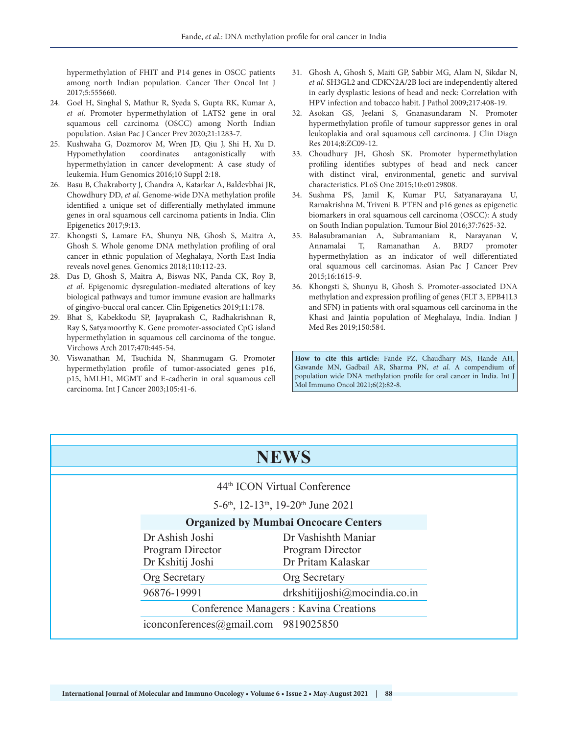hypermethylation of FHIT and P14 genes in OSCC patients among north Indian population. Cancer Ther Oncol Int J 2017;5:555660.

24. Goel H, Singhal S, Mathur R, Syeda S, Gupta RK, Kumar A, *et al*. Promoter hypermethylation of LATS2 gene in oral squamous cell carcinoma (OSCC) among North Indian population. Asian Pac J Cancer Prev 2020;21:1283-7.
25. Kushwaha G, Dozmorov M, Wren JD, Qiu J, Shi H, Xu D. Hypomethylation coordinates antagonistically with hypermethylation in cancer development: A case study of leukemia. Hum Genomics 2016;10 Suppl 2:18.
26. Basu B, Chakraborty J, Chandra A, Katarkar A, Baldevbhai JR, Chowdhury DD, *et al*. Genome-wide DNA methylation profile identified a unique set of differentially methylated immune genes in oral squamous cell carcinoma patients in India. Clin Epigenetics 2017;9:13.
27. Khongsti S, Lamare FA, Shunyu NB, Ghosh S, Maitra A, Ghosh S. Whole genome DNA methylation profiling of oral cancer in ethnic population of Meghalaya, North East India reveals novel genes. Genomics 2018;110:112-23.
28. Das D, Ghosh S, Maitra A, Biswas NK, Panda CK, Roy B, *et al*. Epigenomic dysregulation-mediated alterations of key biological pathways and tumor immune evasion are hallmarks of gingivo-buccal oral cancer. Clin Epigenetics 2019;11:178.
29. Bhat S, Kabekkodu SP, Jayaprakash C, Radhakrishnan R, Ray S, Satyamoorthy K. Gene promoter-associated CpG island hypermethylation in squamous cell carcinoma of the tongue. Virchows Arch 2017;470:445-54.
30. Viswanathan M, Tsuchida N, Shanmugam G. Promoter hypermethylation profile of tumor-associated genes p16, p15, hMLH1, MGMT and E-cadherin in oral squamous cell carcinoma. Int J Cancer 2003;105:41-6.
31. Ghosh A, Ghosh S, Maiti GP, Sabbir MG, Alam N, Sikdar N, *et al*. SH3GL2 and CDKN2A/2B loci are independently altered in early dysplastic lesions of head and neck: Correlation with HPV infection and tobacco habit. J Pathol 2009;217:408-19.
32. Asokan GS, Jeelani S, Gnanasundaram N. Promoter hypermethylation profile of tumour suppressor genes in oral leukoplakia and oral squamous cell carcinoma. J Clin Diagn Res 2014;8:ZC09-12.
33. Choudhury JH, Ghosh SK. Promoter hypermethylation profiling identifies subtypes of head and neck cancer with distinct viral, environmental, genetic and survival characteristics. PLoS One 2015;10:e0129808.
34. Sushma PS, Jamil K, Kumar PU, Satyanarayana U, Ramakrishna M, Triveni B. PTEN and p16 genes as epigenetic biomarkers in oral squamous cell carcinoma (OSCC): A study on South Indian population. Tumour Biol 2016;37:7625-32.
35. Balasubramanian A, Subramaniam R, Narayanan V, Annamalai T, Ramanathan A. BRD7 promoter hypermethylation as an indicator of well differentiated oral squamous cell carcinomas. Asian Pac J Cancer Prev 2015;16:1615-9.
36. Khongsti S, Shunyu B, Ghosh S. Promoter-associated DNA methylation and expression profiling of genes (FLT 3, EPB41L3 and SFN) in patients with oral squamous cell carcinoma in the Khasi and Jaintia population of Meghalaya, India. Indian J Med Res 2019;150:584.

**How to cite this article:** Fande PZ, Chaudhary MS, Hande AH, Gawande MN, Gadbail AR, Sharma PN, *et al*. A compendium of population wide DNA methylation profile for oral cancer in India. Int J Mol Immuno Oncol 2021;6(2):82-8.

# NEWS

44th ICON Virtual Conference

5-6th, 12-13th, 19-20th June 2021

| Organized by Mumbai Oncocare Centers | |
|---|---|
| Dr Ashish Joshi<br>Program Director<br>Dr Kshitij Joshi | Dr Vashishth Maniar<br>Program Director<br>Dr Pritam Kalaskar |
| Org Secretary | Org Secretary |
| 96876-19991 | drkshitijjoshi@mocindia.co.in |
| Conference Managers : Kavina Creations | |
| iconconferences@gmail.com | 9819025850 |